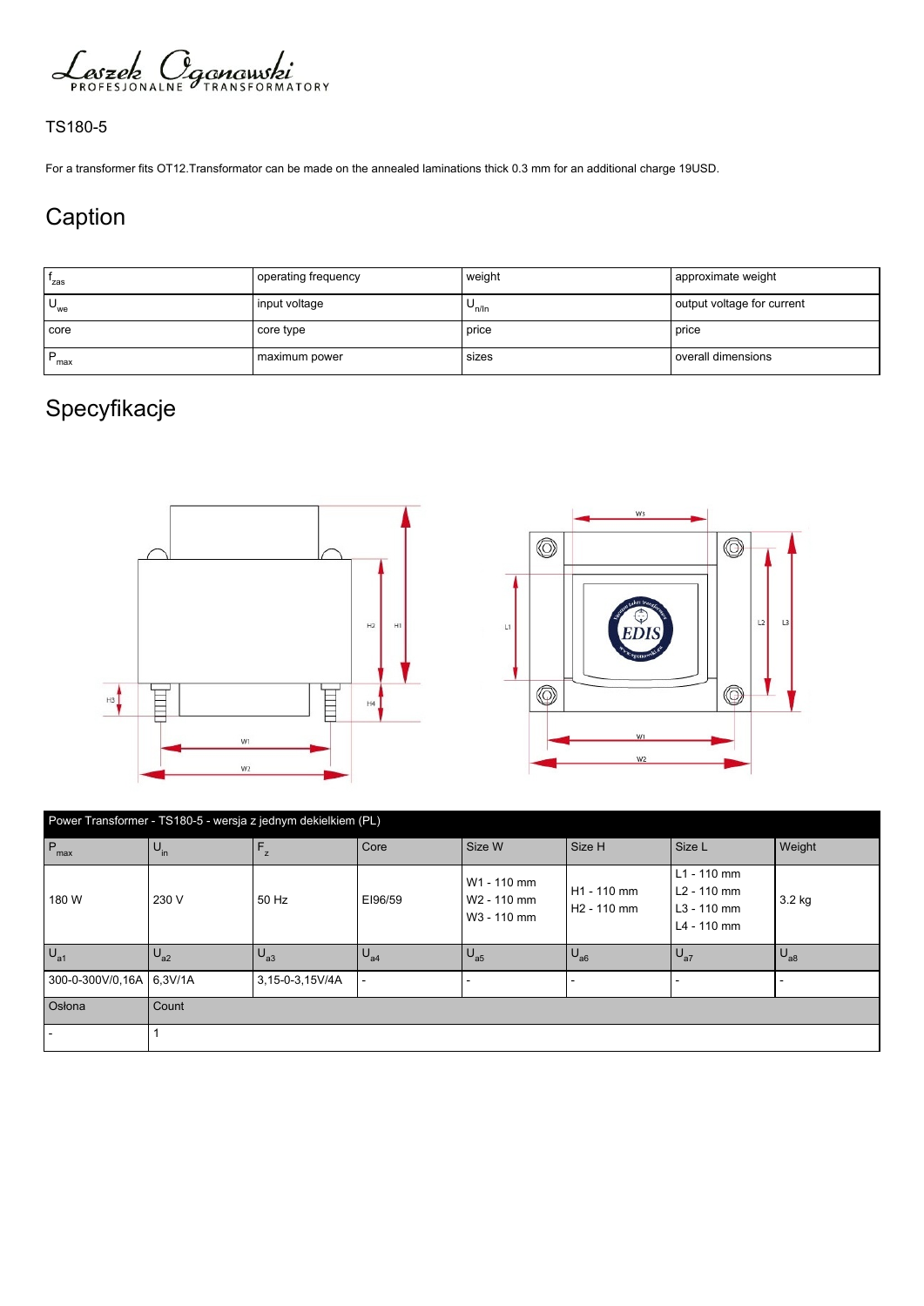Leszek Ogonowski PROFESJONALNE TRANSFORMATORY

TS180-5

For a transformer fits OT12.Transformator can be made on the annealed laminations thick 0.3 mm for an additional charge 19USD.

## Caption

| | | | |
|---|---|---|---|
| $f_{zas}$ | operating frequency | weight | approximate weight |
| $U_{we}$ | input voltage | $U_{n/In}$ | output voltage for current |
| core | core type | price | price |
| $P_{max}$ | maximum power | sizes | overall dimensions |

## Specyfikacje

| Power Transformer - TS180-5 - wersja z jednym dekielkiem (PL) | | | | | | | |
|---|---|---|---|---|---|---|---|
| $P_{max}$ | $U_{in}$ | $F_z$ | Core | Size W | Size H | Size L | Weight |
| 180 W | 230 V | 50 Hz | EI96/59 | W1 - 110 mm<br>W2 - 110 mm<br>W3 - 110 mm | H1 - 110 mm<br>H2 - 110 mm | L1 - 110 mm<br>L2 - 110 mm<br>L3 - 110 mm<br>L4 - 110 mm | 3.2 kg |
| $U_{a1}$ | $U_{a2}$ | $U_{a3}$ | $U_{a4}$ | $U_{a5}$ | $U_{a6}$ | $U_{a7}$ | $U_{a8}$ |
| 300-0-300V/0,16A | 6,3V/1A | 3,15-0-3,15V/4A | - | - | - | - | - |
| Osłona | Count | | | | | | |
| - | 1 | | | | | | |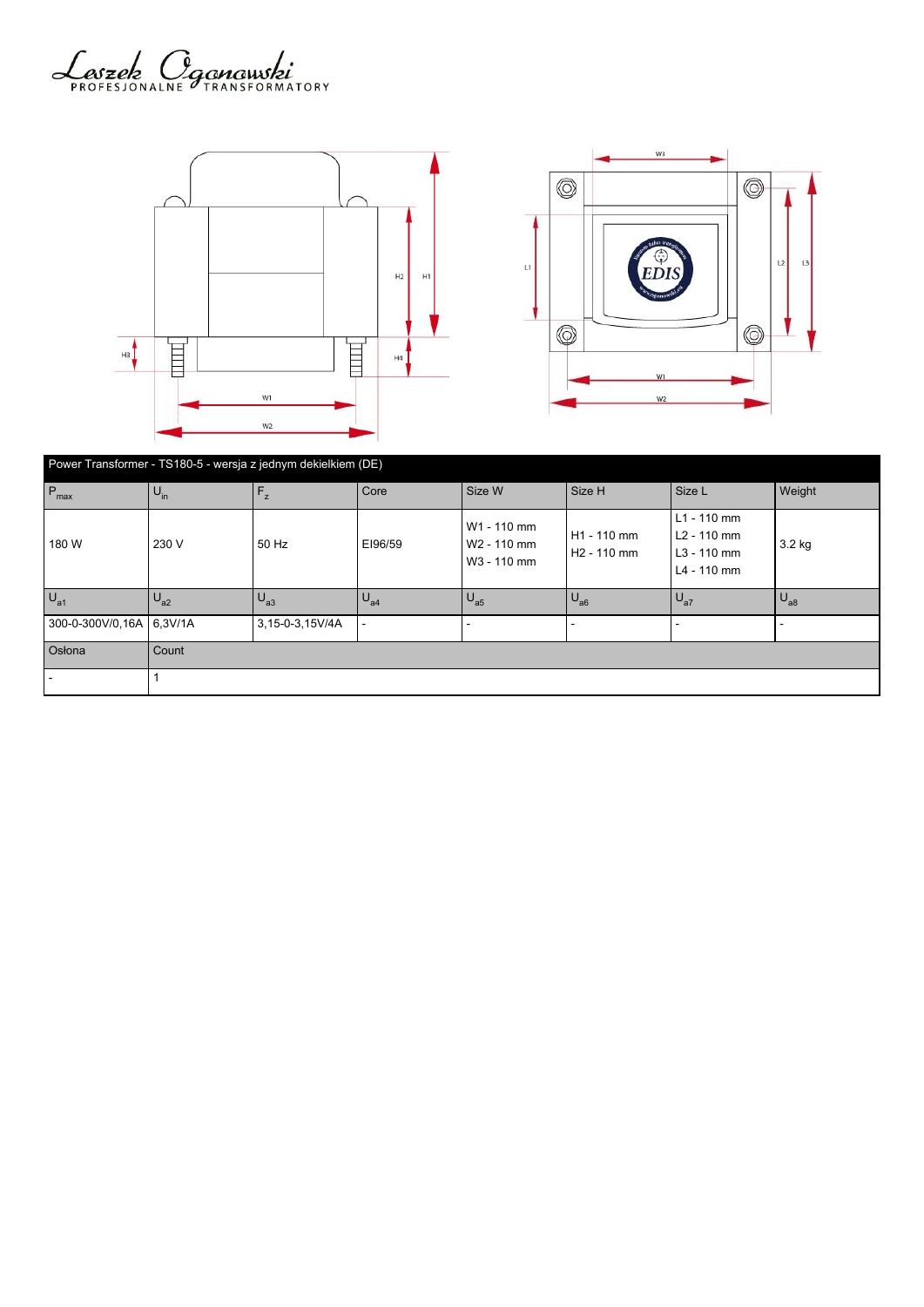Leszek Oganowski
PROFESJONALNE TRANSFORMATORY

H1
H2
H3
H4
W1
W2
W3
L1
L2
L3
EDIS

| Power Transformer - TS180-5 - wersja z jednym dekielkiem (DE) | | | | | | | |
|---|---|---|---|---|---|---|---|
| $P_{max}$ | $U_{in}$ | $F_z$ | Core | Size W | Size H | Size L | Weight |
| 180 W | 230 V | 50 Hz | EI96/59 | W1 - 110 mm<br>W2 - 110 mm<br>W3 - 110 mm | H1 - 110 mm<br>H2 - 110 mm | L1 - 110 mm<br>L2 - 110 mm<br>L3 - 110 mm<br>L4 - 110 mm | 3.2 kg |
| $U_{a1}$ | $U_{a2}$ | $U_{a3}$ | $U_{a4}$ | $U_{a5}$ | $U_{a6}$ | $U_{a7}$ | $U_{a8}$ |
| 300-0-300V/0,16A | 6,3V/1A | 3,15-0-3,15V/4A | - | - | - | - | - |
| Osłona | Count | | | | | | |
| - | 1 | | | | | | |